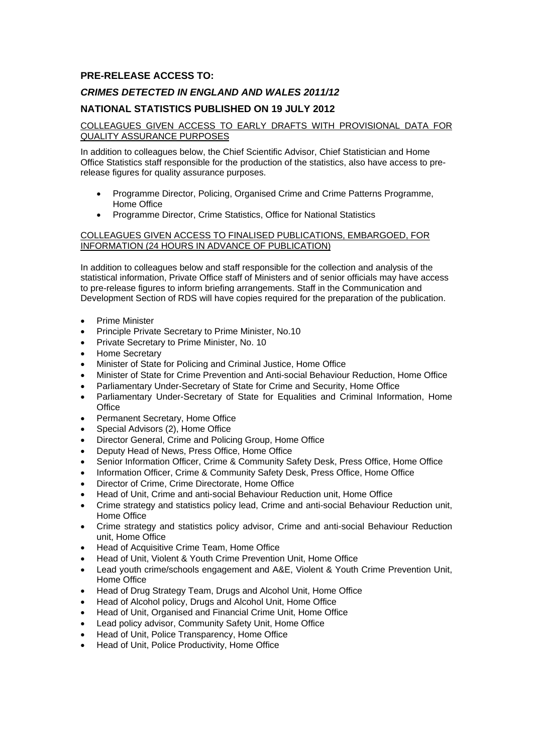**PRE-RELEASE ACCESS TO:**

***CRIMES DETECTED IN ENGLAND AND WALES 2011/12***

**NATIONAL STATISTICS PUBLISHED ON 19 JULY 2012**

<u>COLLEAGUES GIVEN ACCESS TO EARLY DRAFTS WITH PROVISIONAL DATA FOR QUALITY ASSURANCE PURPOSES</u>

In addition to colleagues below, the Chief Scientific Advisor, Chief Statistician and Home Office Statistics staff responsible for the production of the statistics, also have access to pre-release figures for quality assurance purposes.

- Programme Director, Policing, Organised Crime and Crime Patterns Programme, Home Office
- Programme Director, Crime Statistics, Office for National Statistics

<u>COLLEAGUES GIVEN ACCESS TO FINALISED PUBLICATIONS, EMBARGOED, FOR INFORMATION (24 HOURS IN ADVANCE OF PUBLICATION)</u>

In addition to colleagues below and staff responsible for the collection and analysis of the statistical information, Private Office staff of Ministers and of senior officials may have access to pre-release figures to inform briefing arrangements. Staff in the Communication and Development Section of RDS will have copies required for the preparation of the publication.

- Prime Minister
- Principle Private Secretary to Prime Minister, No.10
- Private Secretary to Prime Minister, No. 10
- Home Secretary
- Minister of State for Policing and Criminal Justice, Home Office
- Minister of State for Crime Prevention and Anti-social Behaviour Reduction, Home Office
- Parliamentary Under-Secretary of State for Crime and Security, Home Office
- Parliamentary Under-Secretary of State for Equalities and Criminal Information, Home Office
- Permanent Secretary, Home Office
- Special Advisors (2), Home Office
- Director General, Crime and Policing Group, Home Office
- Deputy Head of News, Press Office, Home Office
- Senior Information Officer, Crime & Community Safety Desk, Press Office, Home Office
- Information Officer, Crime & Community Safety Desk, Press Office, Home Office
- Director of Crime, Crime Directorate, Home Office
- Head of Unit, Crime and anti-social Behaviour Reduction unit, Home Office
- Crime strategy and statistics policy lead, Crime and anti-social Behaviour Reduction unit, Home Office
- Crime strategy and statistics policy advisor, Crime and anti-social Behaviour Reduction unit, Home Office
- Head of Acquisitive Crime Team, Home Office
- Head of Unit, Violent & Youth Crime Prevention Unit, Home Office
- Lead youth crime/schools engagement and A&E, Violent & Youth Crime Prevention Unit, Home Office
- Head of Drug Strategy Team, Drugs and Alcohol Unit, Home Office
- Head of Alcohol policy, Drugs and Alcohol Unit, Home Office
- Head of Unit, Organised and Financial Crime Unit, Home Office
- Lead policy advisor, Community Safety Unit, Home Office
- Head of Unit, Police Transparency, Home Office
- Head of Unit, Police Productivity, Home Office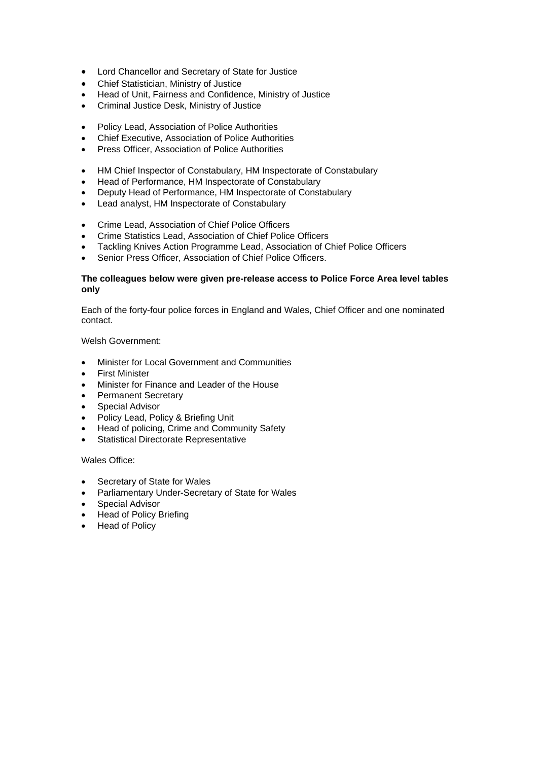- Lord Chancellor and Secretary of State for Justice
- Chief Statistician, Ministry of Justice
- Head of Unit, Fairness and Confidence, Ministry of Justice
- Criminal Justice Desk, Ministry of Justice

- Policy Lead, Association of Police Authorities
- Chief Executive, Association of Police Authorities
- Press Officer, Association of Police Authorities

- HM Chief Inspector of Constabulary, HM Inspectorate of Constabulary
- Head of Performance, HM Inspectorate of Constabulary
- Deputy Head of Performance, HM Inspectorate of Constabulary
- Lead analyst, HM Inspectorate of Constabulary

- Crime Lead, Association of Chief Police Officers
- Crime Statistics Lead, Association of Chief Police Officers
- Tackling Knives Action Programme Lead, Association of Chief Police Officers
- Senior Press Officer, Association of Chief Police Officers.

**The colleagues below were given pre-release access to Police Force Area level tables only**

Each of the forty-four police forces in England and Wales, Chief Officer and one nominated contact.

Welsh Government:

- Minister for Local Government and Communities
- First Minister
- Minister for Finance and Leader of the House
- Permanent Secretary
- Special Advisor
- Policy Lead, Policy & Briefing Unit
- Head of policing, Crime and Community Safety
- Statistical Directorate Representative

Wales Office:

- Secretary of State for Wales
- Parliamentary Under-Secretary of State for Wales
- Special Advisor
- Head of Policy Briefing
- Head of Policy